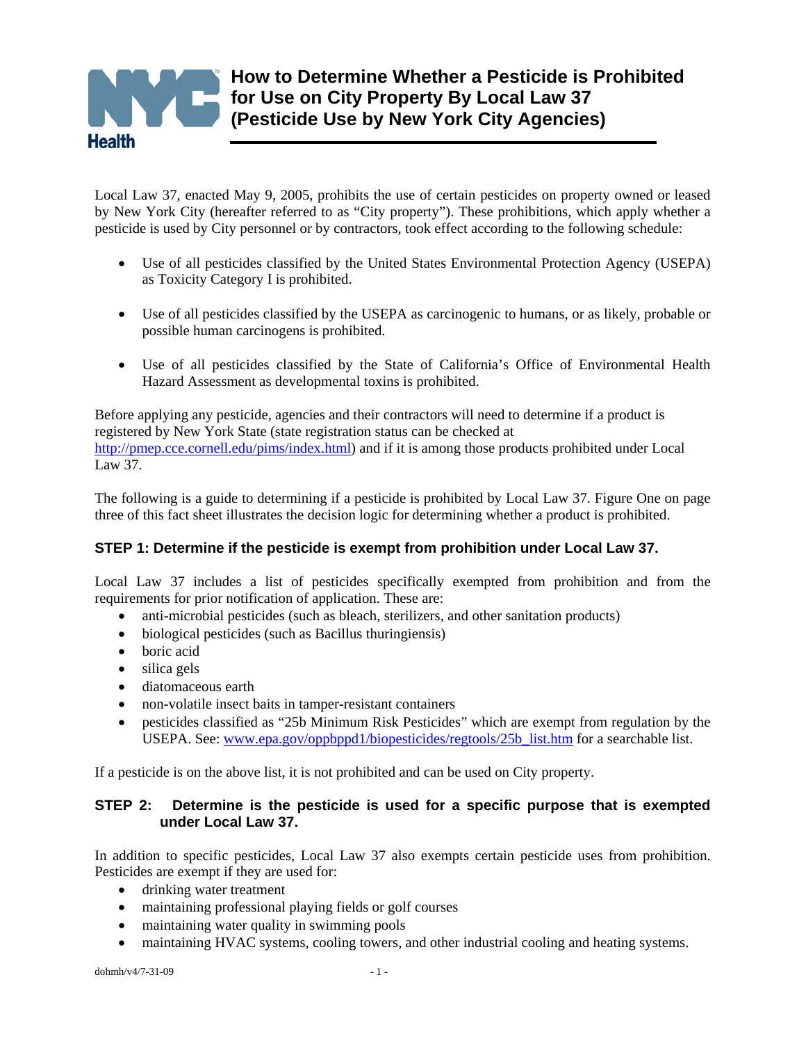# How to Determine Whether a Pesticide is Prohibited for Use on City Property By Local Law 37 (Pesticide Use by New York City Agencies)

Local Law 37, enacted May 9, 2005, prohibits the use of certain pesticides on property owned or leased by New York City (hereafter referred to as "City property"). These prohibitions, which apply whether a pesticide is used by City personnel or by contractors, took effect according to the following schedule:

- Use of all pesticides classified by the United States Environmental Protection Agency (USEPA) as Toxicity Category I is prohibited.
- Use of all pesticides classified by the USEPA as carcinogenic to humans, or as likely, probable or possible human carcinogens is prohibited.
- Use of all pesticides classified by the State of California's Office of Environmental Health Hazard Assessment as developmental toxins is prohibited.

Before applying any pesticide, agencies and their contractors will need to determine if a product is registered by New York State (state registration status can be checked at http://pmep.cce.cornell.edu/pims/index.html) and if it is among those products prohibited under Local Law 37.

The following is a guide to determining if a pesticide is prohibited by Local Law 37. Figure One on page three of this fact sheet illustrates the decision logic for determining whether a product is prohibited.

### STEP 1: Determine if the pesticide is exempt from prohibition under Local Law 37.

Local Law 37 includes a list of pesticides specifically exempted from prohibition and from the requirements for prior notification of application. These are:

- anti-microbial pesticides (such as bleach, sterilizers, and other sanitation products)
- biological pesticides (such as Bacillus thuringiensis)
- boric acid
- silica gels
- diatomaceous earth
- non-volatile insect baits in tamper-resistant containers
- pesticides classified as "25b Minimum Risk Pesticides" which are exempt from regulation by the USEPA. See: www.epa.gov/oppbppd1/biopesticides/regtools/25b_list.htm for a searchable list.

If a pesticide is on the above list, it is not prohibited and can be used on City property.

### STEP 2: Determine is the pesticide is used for a specific purpose that is exempted under Local Law 37.

In addition to specific pesticides, Local Law 37 also exempts certain pesticide uses from prohibition. Pesticides are exempt if they are used for:

- drinking water treatment
- maintaining professional playing fields or golf courses
- maintaining water quality in swimming pools
- maintaining HVAC systems, cooling towers, and other industrial cooling and heating systems.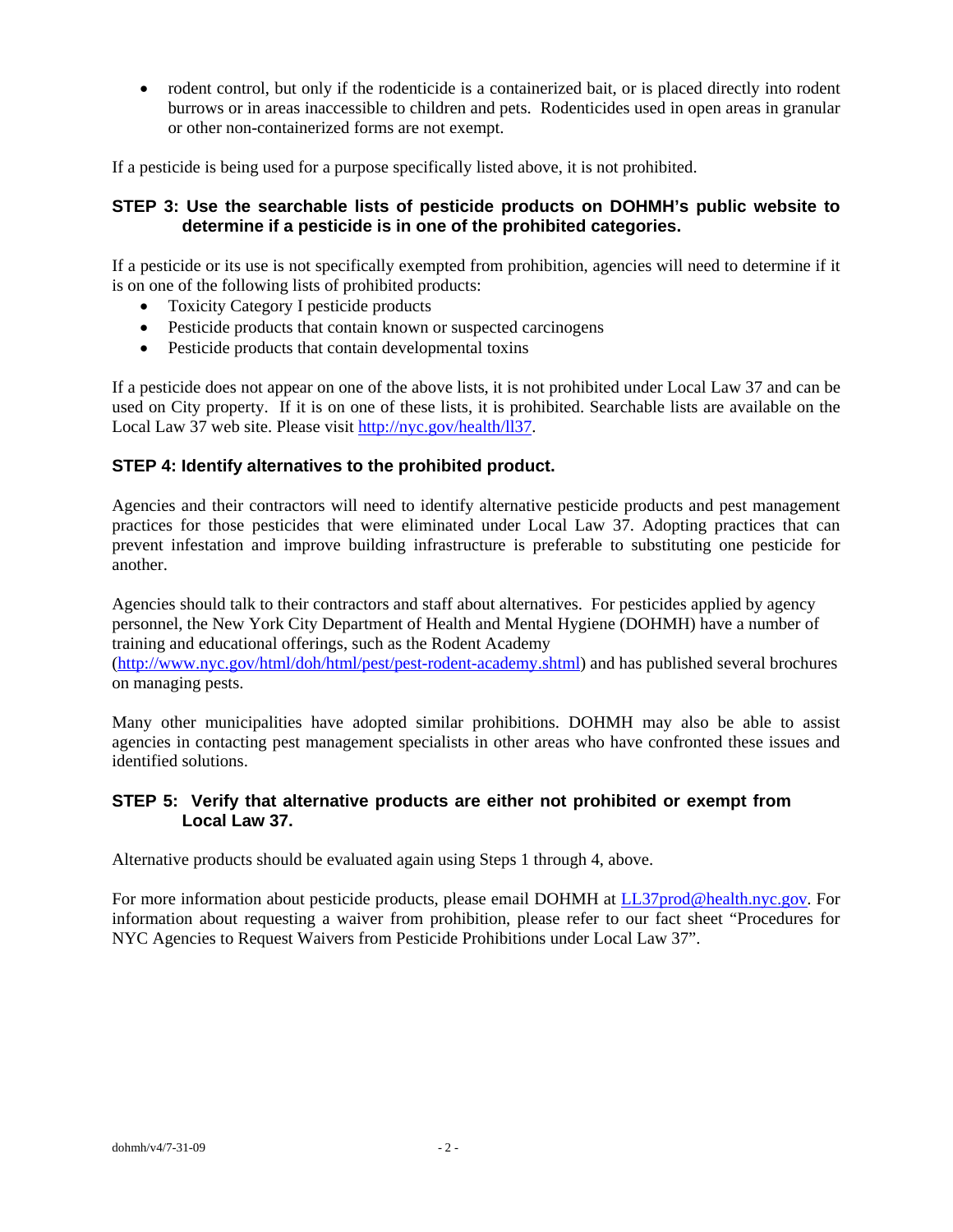- rodent control, but only if the rodenticide is a containerized bait, or is placed directly into rodent burrows or in areas inaccessible to children and pets. Rodenticides used in open areas in granular or other non-containerized forms are not exempt.

If a pesticide is being used for a purpose specifically listed above, it is not prohibited.

### STEP 3: Use the searchable lists of pesticide products on DOHMH's public website to determine if a pesticide is in one of the prohibited categories.

If a pesticide or its use is not specifically exempted from prohibition, agencies will need to determine if it is on one of the following lists of prohibited products:

- Toxicity Category I pesticide products
- Pesticide products that contain known or suspected carcinogens
- Pesticide products that contain developmental toxins

If a pesticide does not appear on one of the above lists, it is not prohibited under Local Law 37 and can be used on City property. If it is on one of these lists, it is prohibited. Searchable lists are available on the Local Law 37 web site. Please visit http://nyc.gov/health/ll37.

### STEP 4: Identify alternatives to the prohibited product.

Agencies and their contractors will need to identify alternative pesticide products and pest management practices for those pesticides that were eliminated under Local Law 37. Adopting practices that can prevent infestation and improve building infrastructure is preferable to substituting one pesticide for another.

Agencies should talk to their contractors and staff about alternatives. For pesticides applied by agency personnel, the New York City Department of Health and Mental Hygiene (DOHMH) have a number of training and educational offerings, such as the Rodent Academy (http://www.nyc.gov/html/doh/html/pest/pest-rodent-academy.shtml) and has published several brochures on managing pests.

Many other municipalities have adopted similar prohibitions. DOHMH may also be able to assist agencies in contacting pest management specialists in other areas who have confronted these issues and identified solutions.

### STEP 5: Verify that alternative products are either not prohibited or exempt from Local Law 37.

Alternative products should be evaluated again using Steps 1 through 4, above.

For more information about pesticide products, please email DOHMH at LL37prod@health.nyc.gov. For information about requesting a waiver from prohibition, please refer to our fact sheet "Procedures for NYC Agencies to Request Waivers from Pesticide Prohibitions under Local Law 37".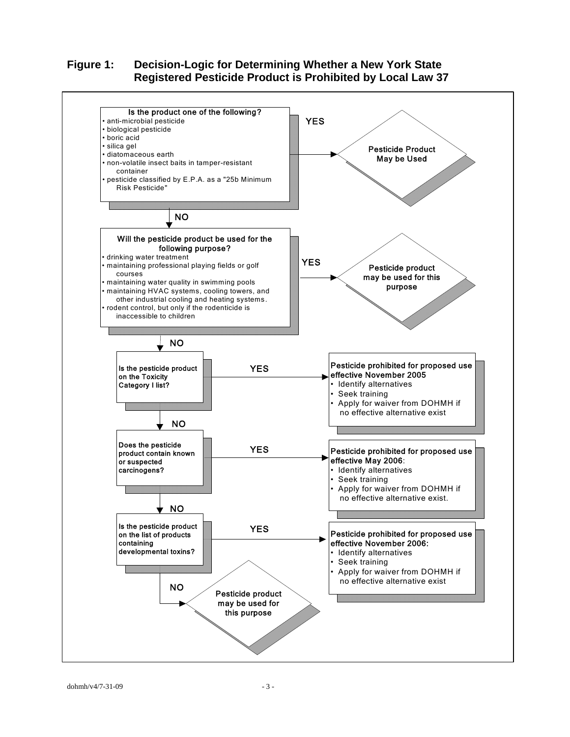**Figure 1: Decision-Logic for Determining Whether a New York State Registered Pesticide Product is Prohibited by Local Law 37**

**Is the product one of the following?**

- anti-microbial pesticide
- biological pesticide
- boric acid
- silica gel
- diatomaceous earth
- non-volatile insect baits in tamper-resistant container
- pesticide classified by E.P.A. as a "25b Minimum Risk Pesticide"

YES

Pesticide Product May be Used

NO

**Will the pesticide product be used for the following purpose?**

- drinking water treatment
- maintaining professional playing fields or golf courses
- maintaining water quality in swimming pools
- maintaining HVAC systems, cooling towers, and other industrial cooling and heating systems.
- rodent control, but only if the rodenticide is inaccessible to children

YES

Pesticide product may be used for this purpose

NO

**Is the pesticide product on the Toxicity Category I list?**

YES

Pesticide prohibited for proposed use effective November 2005

- Identify alternatives
- Seek training
- Apply for waiver from DOHMH if no effective alternative exist

NO

**Does the pesticide product contain known or suspected carcinogens?**

YES

Pesticide prohibited for proposed use effective May 2006:

- Identify alternatives
- Seek training
- Apply for waiver from DOHMH if no effective alternative exist.

NO

**Is the pesticide product on the list of products containing developmental toxins?**

YES

Pesticide prohibited for proposed use effective November 2006:

- Identify alternatives
- Seek training
- Apply for waiver from DOHMH if no effective alternative exist

NO

Pesticide product may be used for this purpose

dohmh/v4/7-31-09